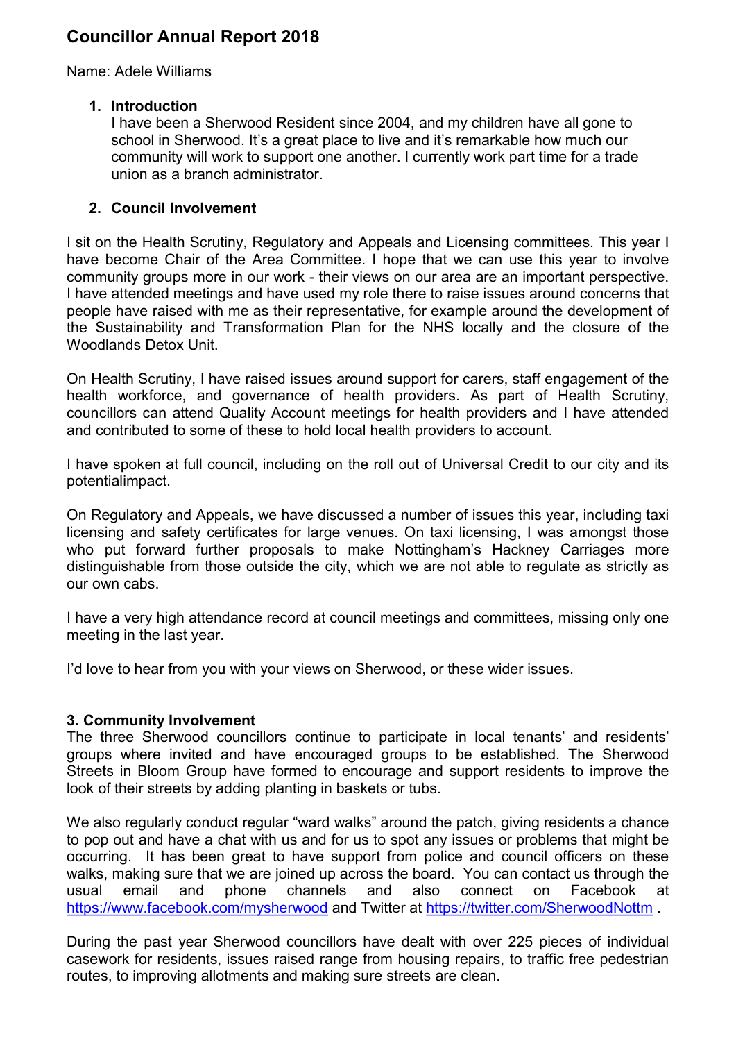# Councillor Annual Report 2018

Name: Adele Williams

1. **Introduction**

   I have been a Sherwood Resident since 2004, and my children have all gone to school in Sherwood. It's a great place to live and it's remarkable how much our community will work to support one another. I currently work part time for a trade union as a branch administrator.

2. **Council Involvement**

I sit on the Health Scrutiny, Regulatory and Appeals and Licensing committees. This year I have become Chair of the Area Committee. I hope that we can use this year to involve community groups more in our work - their views on our area are an important perspective. I have attended meetings and have used my role there to raise issues around concerns that people have raised with me as their representative, for example around the development of the Sustainability and Transformation Plan for the NHS locally and the closure of the Woodlands Detox Unit.

On Health Scrutiny, I have raised issues around support for carers, staff engagement of the health workforce, and governance of health providers. As part of Health Scrutiny, councillors can attend Quality Account meetings for health providers and I have attended and contributed to some of these to hold local health providers to account.

I have spoken at full council, including on the roll out of Universal Credit to our city and its potentialimpact.

On Regulatory and Appeals, we have discussed a number of issues this year, including taxi licensing and safety certificates for large venues. On taxi licensing, I was amongst those who put forward further proposals to make Nottingham's Hackney Carriages more distinguishable from those outside the city, which we are not able to regulate as strictly as our own cabs.

I have a very high attendance record at council meetings and committees, missing only one meeting in the last year.

I'd love to hear from you with your views on Sherwood, or these wider issues.

**3. Community Involvement**

The three Sherwood councillors continue to participate in local tenants' and residents' groups where invited and have encouraged groups to be established. The Sherwood Streets in Bloom Group have formed to encourage and support residents to improve the look of their streets by adding planting in baskets or tubs.

We also regularly conduct regular "ward walks" around the patch, giving residents a chance to pop out and have a chat with us and for us to spot any issues or problems that might be occurring. It has been great to have support from police and council officers on these walks, making sure that we are joined up across the board. You can contact us through the usual email and phone channels and also connect on Facebook at https://www.facebook.com/mysherwood and Twitter at https://twitter.com/SherwoodNottm .

During the past year Sherwood councillors have dealt with over 225 pieces of individual casework for residents, issues raised range from housing repairs, to traffic free pedestrian routes, to improving allotments and making sure streets are clean.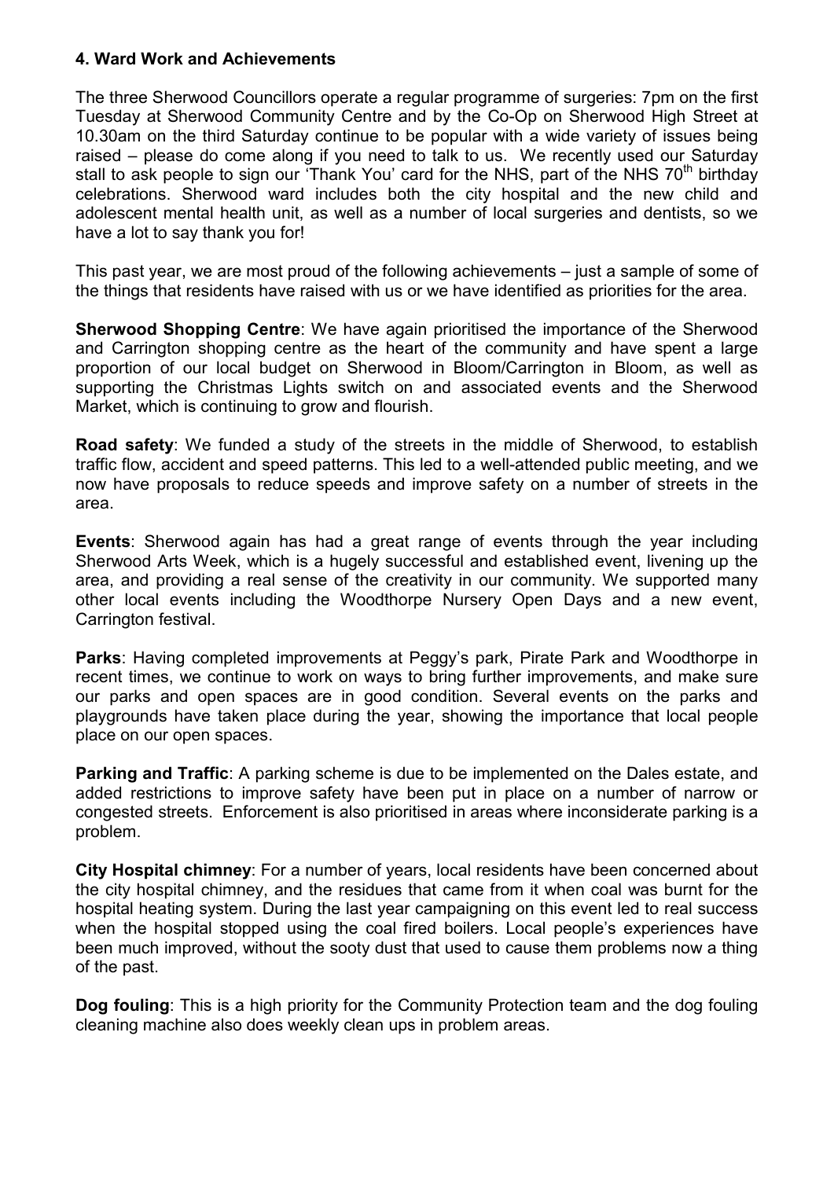## 4. Ward Work and Achievements

The three Sherwood Councillors operate a regular programme of surgeries: 7pm on the first Tuesday at Sherwood Community Centre and by the Co-Op on Sherwood High Street at 10.30am on the third Saturday continue to be popular with a wide variety of issues being raised – please do come along if you need to talk to us. We recently used our Saturday stall to ask people to sign our 'Thank You' card for the NHS, part of the NHS 70th birthday celebrations. Sherwood ward includes both the city hospital and the new child and adolescent mental health unit, as well as a number of local surgeries and dentists, so we have a lot to say thank you for!

This past year, we are most proud of the following achievements – just a sample of some of the things that residents have raised with us or we have identified as priorities for the area.

**Sherwood Shopping Centre**: We have again prioritised the importance of the Sherwood and Carrington shopping centre as the heart of the community and have spent a large proportion of our local budget on Sherwood in Bloom/Carrington in Bloom, as well as supporting the Christmas Lights switch on and associated events and the Sherwood Market, which is continuing to grow and flourish.

**Road safety**: We funded a study of the streets in the middle of Sherwood, to establish traffic flow, accident and speed patterns. This led to a well-attended public meeting, and we now have proposals to reduce speeds and improve safety on a number of streets in the area.

**Events**: Sherwood again has had a great range of events through the year including Sherwood Arts Week, which is a hugely successful and established event, livening up the area, and providing a real sense of the creativity in our community. We supported many other local events including the Woodthorpe Nursery Open Days and a new event, Carrington festival.

**Parks**: Having completed improvements at Peggy's park, Pirate Park and Woodthorpe in recent times, we continue to work on ways to bring further improvements, and make sure our parks and open spaces are in good condition. Several events on the parks and playgrounds have taken place during the year, showing the importance that local people place on our open spaces.

**Parking and Traffic**: A parking scheme is due to be implemented on the Dales estate, and added restrictions to improve safety have been put in place on a number of narrow or congested streets. Enforcement is also prioritised in areas where inconsiderate parking is a problem.

**City Hospital chimney**: For a number of years, local residents have been concerned about the city hospital chimney, and the residues that came from it when coal was burnt for the hospital heating system. During the last year campaigning on this event led to real success when the hospital stopped using the coal fired boilers. Local people's experiences have been much improved, without the sooty dust that used to cause them problems now a thing of the past.

**Dog fouling**: This is a high priority for the Community Protection team and the dog fouling cleaning machine also does weekly clean ups in problem areas.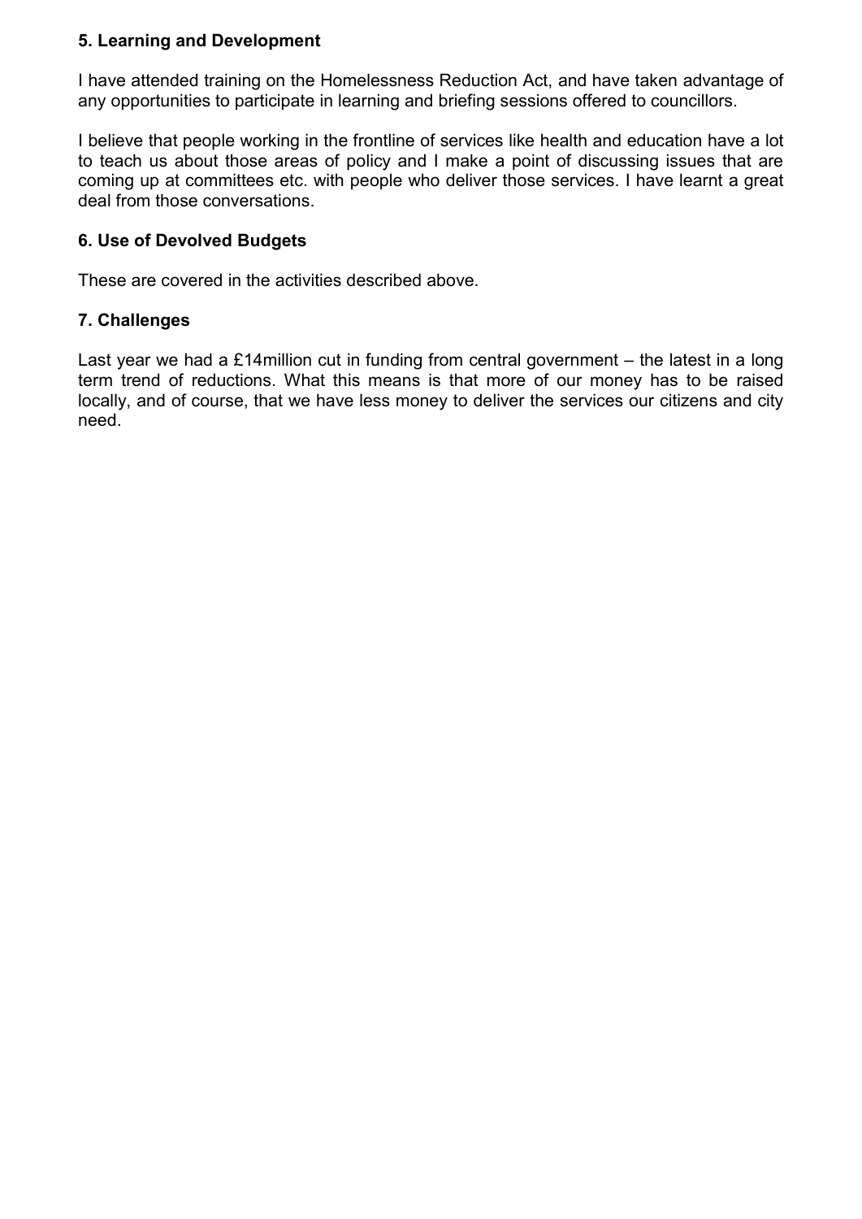## 5. Learning and Development

I have attended training on the Homelessness Reduction Act, and have taken advantage of any opportunities to participate in learning and briefing sessions offered to councillors.

I believe that people working in the frontline of services like health and education have a lot to teach us about those areas of policy and I make a point of discussing issues that are coming up at committees etc. with people who deliver those services. I have learnt a great deal from those conversations.

## 6. Use of Devolved Budgets

These are covered in the activities described above.

## 7. Challenges

Last year we had a £14million cut in funding from central government – the latest in a long term trend of reductions. What this means is that more of our money has to be raised locally, and of course, that we have less money to deliver the services our citizens and city need.